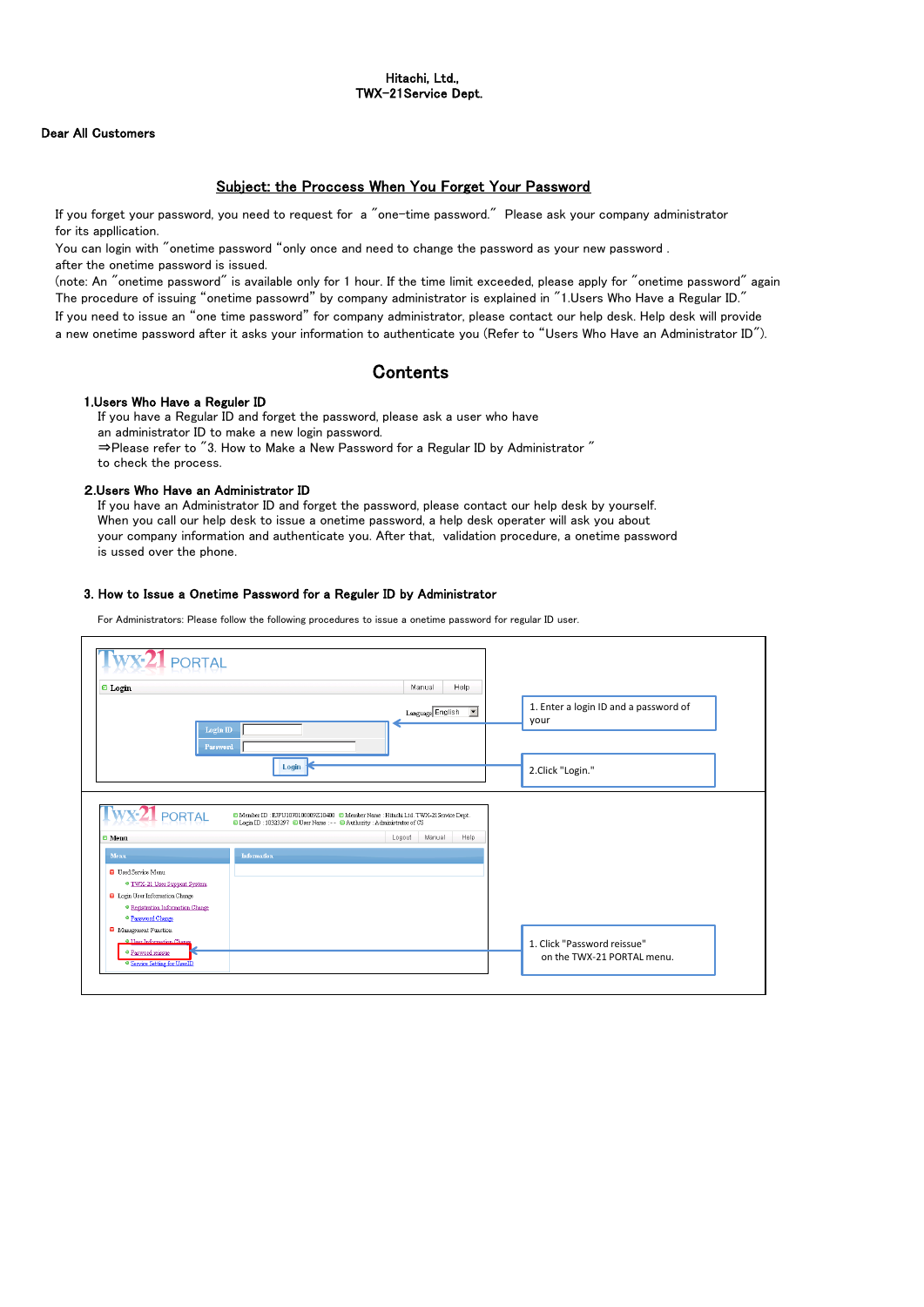Hitachi, Ltd.,
TWX-21Service Dept.

Dear All Customers

## Subject: the Proccess When You Forget Your Password

If you forget your password, you need to request for a "one-time password." Please ask your company administrator for its appllication.
You can login with "onetime password "only once and need to change the password as your new password .
after the onetime password is issued.
(note: An "onetime password" is available only for 1 hour. If the time limit exceeded, please apply for "onetime password" again
The procedure of issuing "onetime passowrd" by company administrator is explained in "1.Users Who Have a Regular ID."
If you need to issue an "one time password" for company administrator, please contact our help desk. Help desk will provide a new onetime password after it asks your information to authenticate you (Refer to "Users Who Have an Administrator ID").

## Contents

### 1.Users Who Have a Reguler ID

If you have a Regular ID and forget the password, please ask a user who have an administrator ID to make a new login password.
⇒Please refer to "3. How to Make a New Password for a Regular ID by Administrator " to check the process.

### 2.Users Who Have an Administrator ID

If you have an Administrator ID and forget the password, please contact our help desk by yourself.
When you call our help desk to issue a onetime password, a help desk operater will ask you about your company information and authenticate you. After that, validation procedure, a onetime password is used over the phone.

### 3. How to Issue a Onetime Password for a Reguler ID by Administrator

For Administrators: Please follow the following procedures to issue a onetime password for regular ID user.

1. Enter a login ID and a password of your

2.Click "Login."

1. Click "Password reissue" on the TWX-21 PORTAL menu.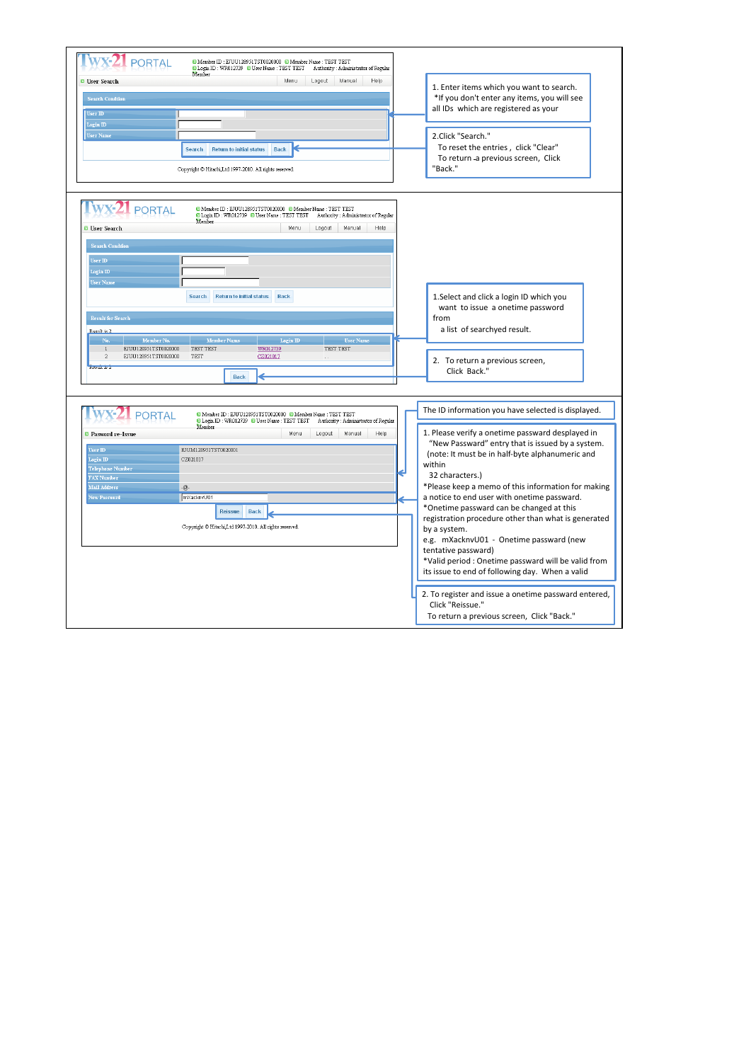Twx-21 PORTAL

Member ID : EJUU12895TST0020000 Member Name : TEST TEST
Login ID : WR012739 User Name : TEST TEST Authority : Administrator of Regular Member

User Search

Menu | Logout | Manual | Help

Search Condition

User ID
Login ID
User Name

Search | Return to initial status | Back

Copyright © Hitachi,Ltd 1997-2010. All rights reserved.

1. Enter items which you want to search.
*If you don't enter any items, you will see all IDs which are registered as your

2.Click "Search."
To reset the entries , click "Clear"
To return a previous screen, Click "Back."

---

Twx-21 PORTAL

Member ID : EJUU12895TST0020000 Member Name : TEST TEST
Login ID : WR012739 User Name : TEST TEST Authority : Administrator of Regular Member

User Search

Menu | Logout | Manual | Help

Search Condition

User ID
Login ID
User Name

Search | Return to initial status | Back

Result for Search

Result is 2

| No. | Member No. | Member Name | Login ID | User Name |
|---|---|---|---|---|
| 1 | EJUU12895TST0020000 | TEST TEST | WR012739 | TEST TEST |
| 2 | EJUU12895TST0020000 | TEST | CZ021017 | . |

Result is 2

Back

1.Select and click a login ID which you want to issue a onetime password from a list of searchyed result.

2. To return a previous screen, Click Back."

---

Twx-21 PORTAL

Member ID : EJUU12895TST0020000 Member Name : TEST TEST
Login ID : WR012739 User Name : TEST TEST Authority : Administrator of Regular Member

Password re-Issue

Menu | Logout | Manual | Help

| | |
|---|---|
| User ID | EJUM12895TST0020001 |
| Login ID | CZ021017 |
| Telephone Number | |
| FAX Number | |
| Mail Address | -@- |
| New Password | mXacknvU01 |

Reissue | Back

Copyright © Hitachi,Ltd 1997-2010. All rights reserved.

The ID information you have selected is displayed.

1. Please verify a onetime password desplayed in "New Password" entry that is issued by a system.
(note: It must be in half-byte alphanumeric and within 32 characters.)
*Please keep a memo of this information for making a notice to end user with onetime password.
*Onetime passward can be changed at this registration procedure other than what is generated by a system.
e.g. mXacknvU01 - Onetime password (new tentative password)
*Valid period : Onetime password will be valid from its issue to end of following day. When a valid

2. To register and issue a onetime password entered, Click "Reissue."
To return a previous screen, Click "Back."